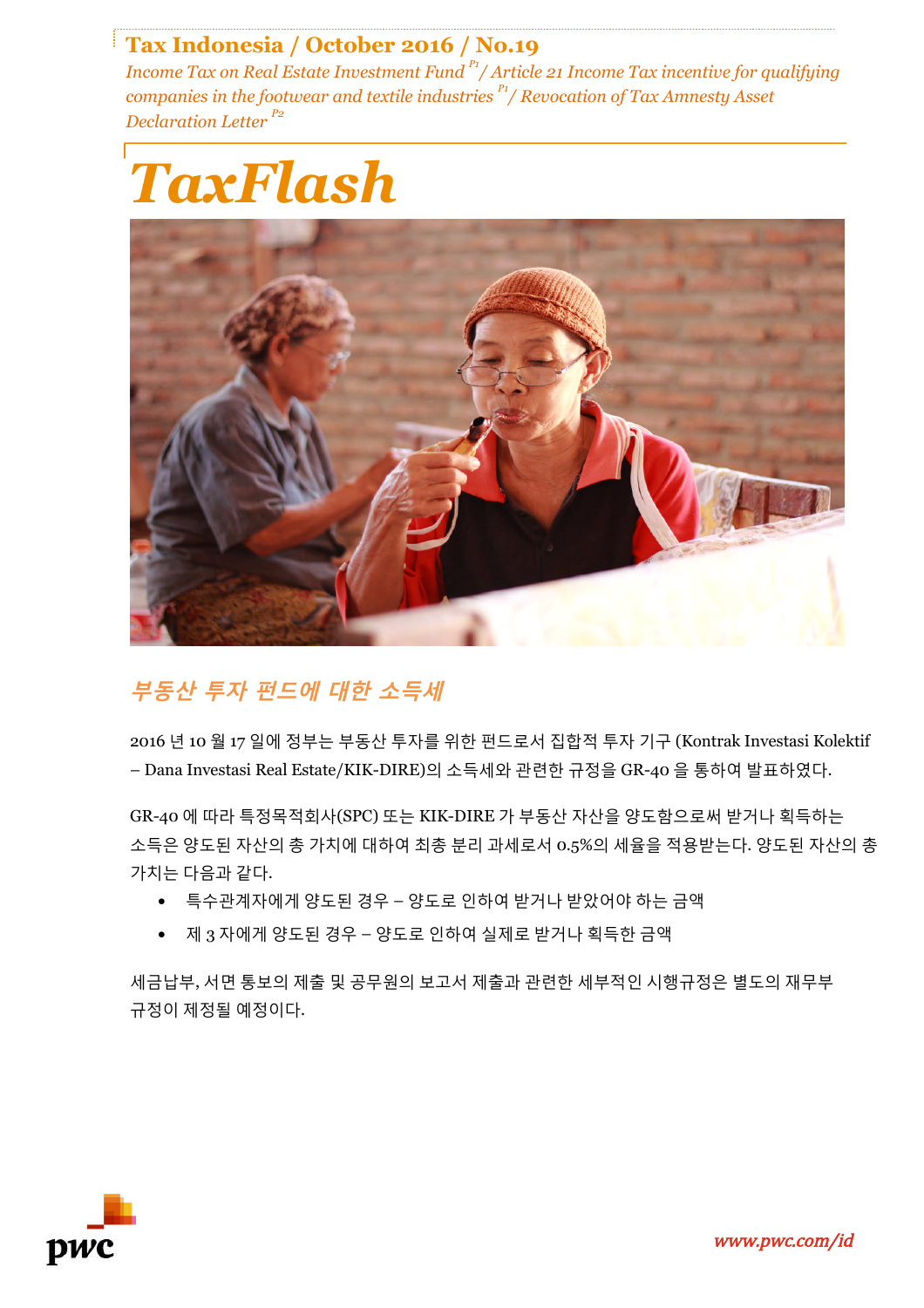**Tax Indonesia / October 2016 / No.19**

*Income Tax on Real Estate Investment Fund [P1] / Article 21 Income Tax incentive for qualifying companies in the footwear and textile industries [P1] / Revocation of Tax Amnesty Asset Declaration Letter [P2]*

# TaxFlash

## 부동산 투자 펀드에 대한 소득세

2016 년 10 월 17 일에 정부는 부동산 투자를 위한 펀드로서 집합적 투자 기구 (Kontrak Investasi Kolektif – Dana Investasi Real Estate/KIK-DIRE)의 소득세와 관련한 규정을 GR-40 을 통하여 발표하였다.

GR-40 에 따라 특정목적회사(SPC) 또는 KIK-DIRE 가 부동산 자산을 양도함으로써 받거나 획득하는 소득은 양도된 자산의 총 가치에 대하여 최종 분리 과세로서 0.5%의 세율을 적용받는다. 양도된 자산의 총 가치는 다음과 같다.

- 특수관계자에게 양도된 경우 – 양도로 인하여 받거나 받았어야 하는 금액
- 제 3 자에게 양도된 경우 – 양도로 인하여 실제로 받거나 획득한 금액

세금납부, 서면 통보의 제출 및 공무원의 보고서 제출과 관련한 세부적인 시행규정은 별도의 재무부 규정이 제정될 예정이다.

www.pwc.com/id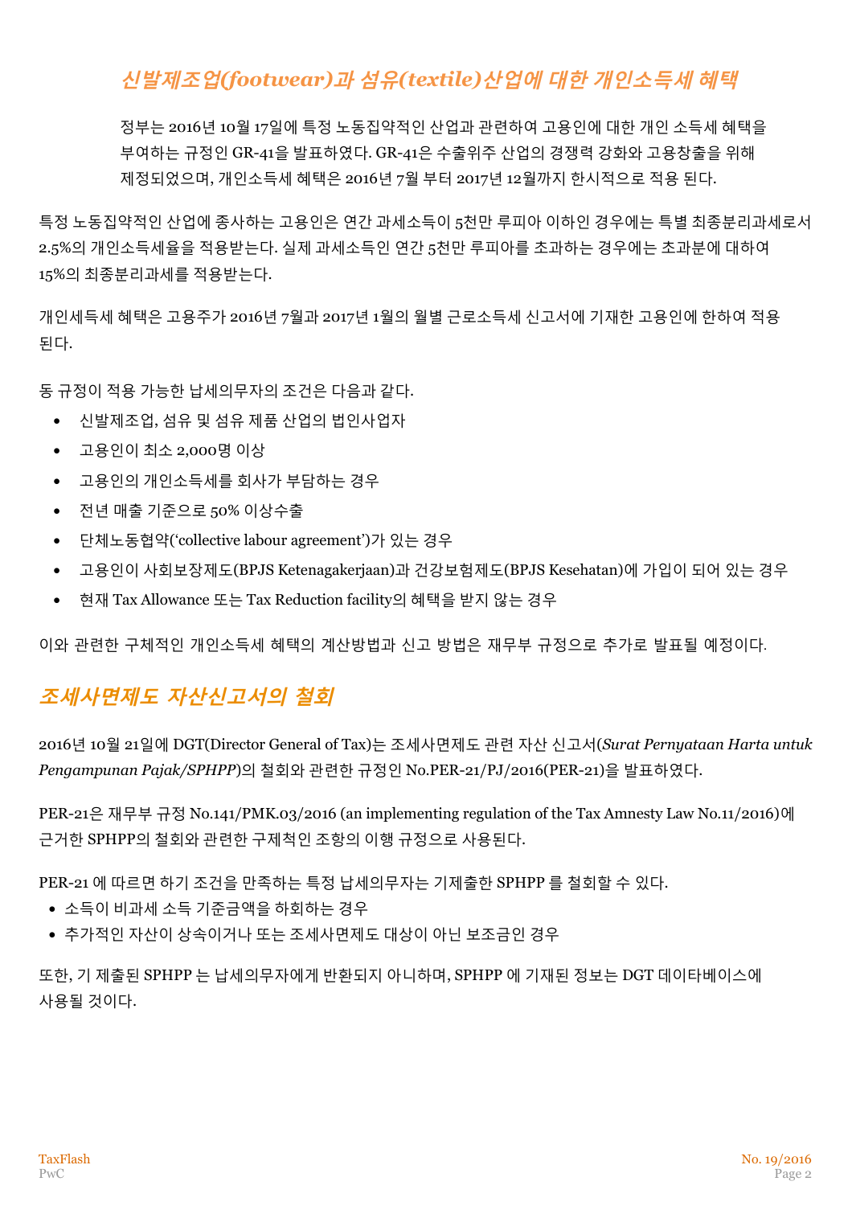## *신발제조업(footwear)과 섬유(textile)산업에 대한 개인소득세 혜택*

정부는 2016년 10월 17일에 특정 노동집약적인 산업과 관련하여 고용인에 대한 개인 소득세 혜택을 부여하는 규정인 GR-41을 발표하였다. GR-41은 수출위주 산업의 경쟁력 강화와 고용창출을 위해 제정되었으며, 개인소득세 혜택은 2016년 7월 부터 2017년 12월까지 한시적으로 적용 된다.

특정 노동집약적인 산업에 종사하는 고용인은 연간 과세소득이 5천만 루피아 이하인 경우에는 특별 최종분리과세로서 2.5%의 개인소득세율을 적용받는다. 실제 과세소득인 연간 5천만 루피아를 초과하는 경우에는 초과분에 대하여 15%의 최종분리과세를 적용받는다.

개인세득세 혜택은 고용주가 2016년 7월과 2017년 1월의 월별 근로소득세 신고서에 기재한 고용인에 한하여 적용 된다.

동 규정이 적용 가능한 납세의무자의 조건은 다음과 같다.

- 신발제조업, 섬유 및 섬유 제품 산업의 법인사업자
- 고용인이 최소 2,000명 이상
- 고용인의 개인소득세를 회사가 부담하는 경우
- 전년 매출 기준으로 50% 이상수출
- 단체노동협약('collective labour agreement')가 있는 경우
- 고용인이 사회보장제도(BPJS Ketenagakerjaan)과 건강보험제도(BPJS Kesehatan)에 가입이 되어 있는 경우
- 현재 Tax Allowance 또는 Tax Reduction facility의 혜택을 받지 않는 경우

이와 관련한 구체적인 개인소득세 혜택의 계산방법과 신고 방법은 재무부 규정으로 추가로 발표될 예정이다.

## *조세사면제도 자산신고서의 철회*

2016년 10월 21일에 DGT(Director General of Tax)는 조세사면제도 관련 자산 신고서(*Surat Pernyataan Harta untuk Pengampunan Pajak/SPHPP*)의 철회와 관련한 규정인 No.PER-21/PJ/2016(PER-21)을 발표하였다.

PER-21은 재무부 규정 No.141/PMK.03/2016 (an implementing regulation of the Tax Amnesty Law No.11/2016)에 근거한 SPHPP의 철회와 관련한 구제척인 조항의 이행 규정으로 사용된다.

PER-21 에 따르면 하기 조건을 만족하는 특정 납세의무자는 기제출한 SPHPP 를 철회할 수 있다.

- 소득이 비과세 소득 기준금액을 하회하는 경우
- 추가적인 자산이 상속이거나 또는 조세사면제도 대상이 아닌 보조금인 경우

또한, 기 제출된 SPHPP 는 납세의무자에게 반환되지 아니하며, SPHPP 에 기재된 정보는 DGT 데이타베이스에 사용될 것이다.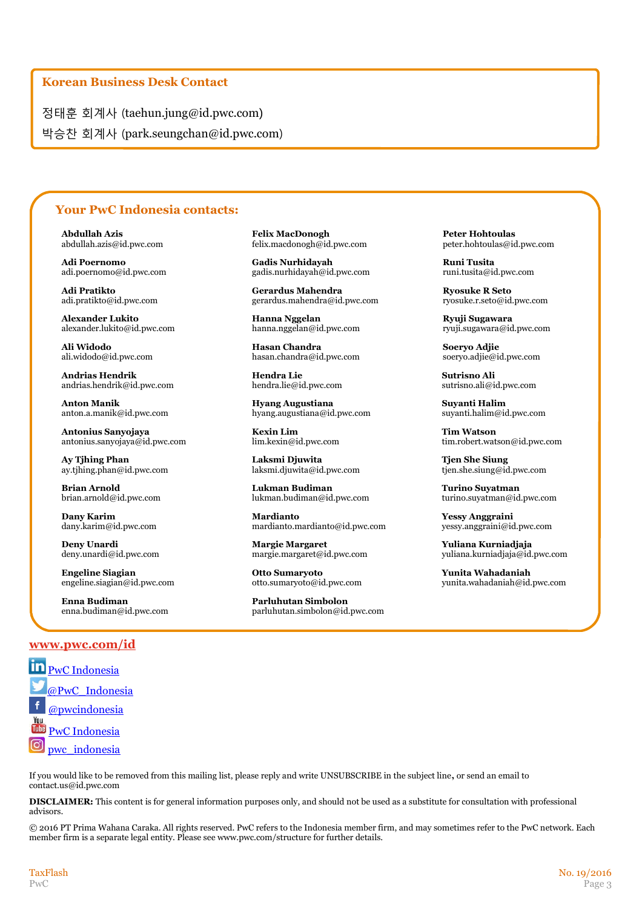## Korean Business Desk Contact

정태훈 회계사 (taehun.jung@id.pwc.com)
박승찬 회계사 (park.seungchan@id.pwc.com)

## Your PwC Indonesia contacts:

**Abdullah Azis**
abdullah.azis@id.pwc.com

**Adi Poernomo**
adi.poernomo@id.pwc.com

**Adi Pratikto**
adi.pratikto@id.pwc.com

**Alexander Lukito**
alexander.lukito@id.pwc.com

**Ali Widodo**
ali.widodo@id.pwc.com

**Andrias Hendrik**
andrias.hendrik@id.pwc.com

**Anton Manik**
anton.a.manik@id.pwc.com

**Antonius Sanyojaya**
antonius.sanyojaya@id.pwc.com

**Ay Tjhing Phan**
ay.tjhing.phan@id.pwc.com

**Brian Arnold**
brian.arnold@id.pwc.com

**Dany Karim**
dany.karim@id.pwc.com

**Deny Unardi**
deny.unardi@id.pwc.com

**Engeline Siagian**
engeline.siagian@id.pwc.com

**Enna Budiman**
enna.budiman@id.pwc.com

**Felix MacDonogh**
felix.macdonogh@id.pwc.com

**Gadis Nurhidayah**
gadis.nurhidayah@id.pwc.com

**Gerardus Mahendra**
gerardus.mahendra@id.pwc.com

**Hanna Nggelan**
hanna.nggelan@id.pwc.com

**Hasan Chandra**
hasan.chandra@id.pwc.com

**Hendra Lie**
hendra.lie@id.pwc.com

**Hyang Augustiana**
hyang.augustiana@id.pwc.com

**Kexin Lim**
lim.kexin@id.pwc.com

**Laksmi Djuwita**
laksmi.djuwita@id.pwc.com

**Lukman Budiman**
lukman.budiman@id.pwc.com

**Mardianto**
mardianto.mardianto@id.pwc.com

**Margie Margaret**
margie.margaret@id.pwc.com

**Otto Sumaryoto**
otto.sumaryoto@id.pwc.com

**Parluhutan Simbolon**
parluhutan.simbolon@id.pwc.com

**Peter Hohtoulas**
peter.hohtoulas@id.pwc.com

**Runi Tusita**
runi.tusita@id.pwc.com

**Ryosuke R Seto**
ryosuke.r.seto@id.pwc.com

**Ryuji Sugawara**
ryuji.sugawara@id.pwc.com

**Soeryo Adjie**
soeryo.adjie@id.pwc.com

**Sutrisno Ali**
sutrisno.ali@id.pwc.com

**Suyanti Halim**
suyanti.halim@id.pwc.com

**Tim Watson**
tim.robert.watson@id.pwc.com

**Tjen She Siung**
tjen.she.siung@id.pwc.com

**Turino Suyatman**
turino.suyatman@id.pwc.com

**Yessy Anggraini**
yessy.anggraini@id.pwc.com

**Yuliana Kurniadjaja**
yuliana.kurniadjaja@id.pwc.com

**Yunita Wahadaniah**
yunita.wahadaniah@id.pwc.com

www.pwc.com/id

PwC Indonesia
@PwC_Indonesia
@pwcindonesia
PwC Indonesia
pwc_indonesia

If you would like to be removed from this mailing list, please reply and write UNSUBSCRIBE in the subject line, or send an email to contact.us@id.pwc.com

**DISCLAIMER:** This content is for general information purposes only, and should not be used as a substitute for consultation with professional advisors.

© 2016 PT Prima Wahana Caraka. All rights reserved. PwC refers to the Indonesia member firm, and may sometimes refer to the PwC network. Each member firm is a separate legal entity. Please see www.pwc.com/structure for further details.